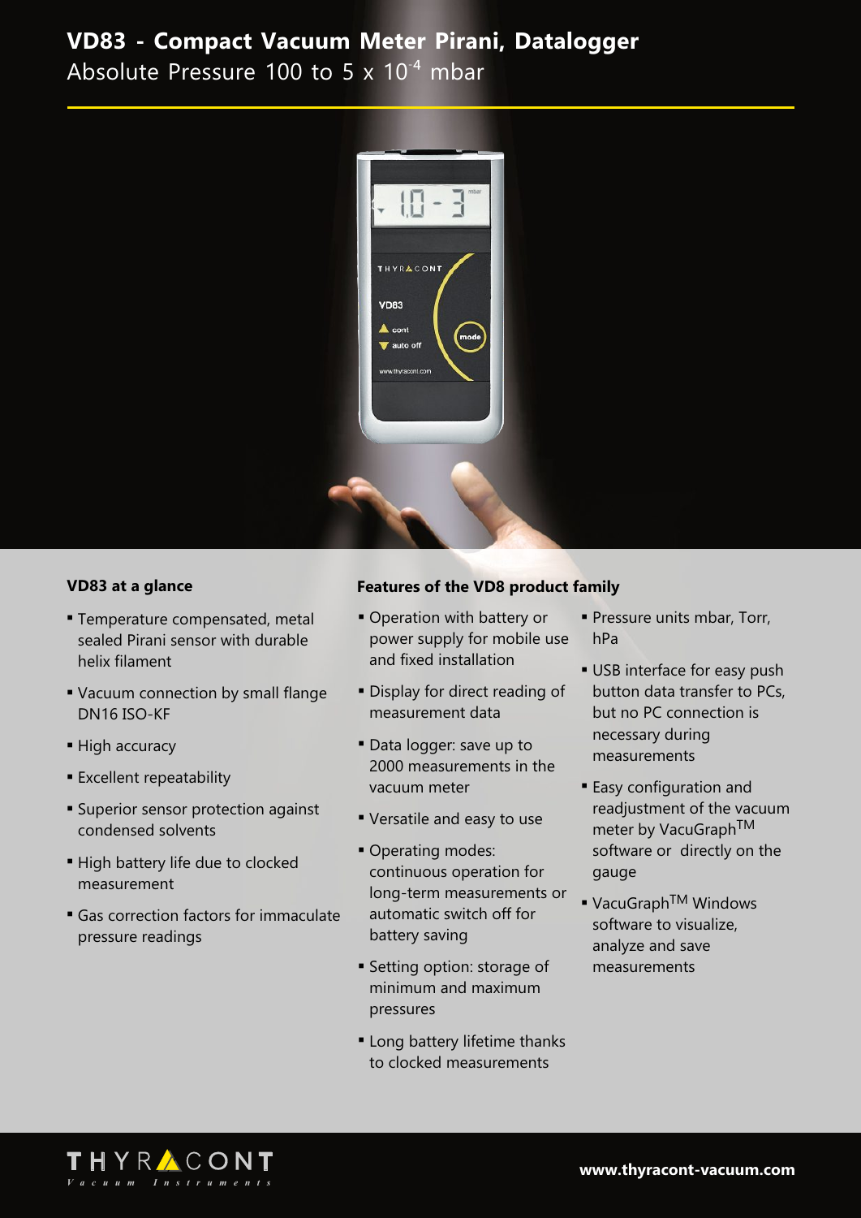# VD83 - Compact Vacuum Meter Pirani, Datalogger

Absolute Pressure 100 to 5 x $10^{-4}$ mbar

## VD83 at a glance

- Temperature compensated, metal sealed Pirani sensor with durable helix filament
- Vacuum connection by small flange DN16 ISO-KF
- High accuracy
- Excellent repeatability
- Superior sensor protection against condensed solvents
- High battery life due to clocked measurement
- Gas correction factors for immaculate pressure readings

## Features of the VD8 product family

- Operation with battery or power supply for mobile use and fixed installation
- Display for direct reading of measurement data
- Data logger: save up to 2000 measurements in the vacuum meter
- Versatile and easy to use
- Operating modes: continuous operation for long-term measurements or automatic switch off for battery saving
- Setting option: storage of minimum and maximum pressures
- Long battery lifetime thanks to clocked measurements
- Pressure units mbar, Torr, hPa
- USB interface for easy push button data transfer to PCs, but no PC connection is necessary during measurements
- Easy configuration and readjustment of the vacuum meter by VacuGraph™ software or directly on the gauge
- VacuGraph™ Windows software to visualize, analyze and save measurements

THYRACONT Vacuum Instruments

www.thyracont-vacuum.com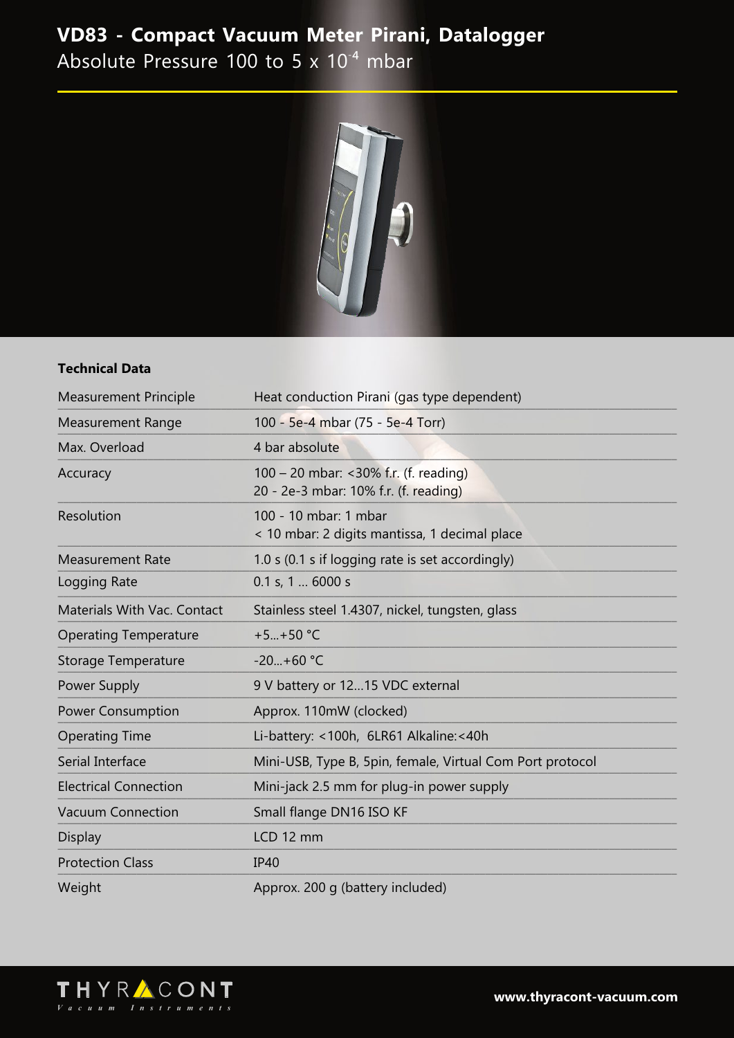# VD83 - Compact Vacuum Meter Pirani, Datalogger

Absolute Pressure 100 to 5 x $10^{-4}$ mbar

**Technical Data**

| | |
|---|---|
| Measurement Principle | Heat conduction Pirani (gas type dependent) |
| Measurement Range | 100 - 5e-4 mbar (75 - 5e-4 Torr) |
| Max. Overload | 4 bar absolute |
| Accuracy | 100 – 20 mbar: <30% f.r. (f. reading)<br>20 - 2e-3 mbar: 10% f.r. (f. reading) |
| Resolution | 100 - 10 mbar: 1 mbar<br>< 10 mbar: 2 digits mantissa, 1 decimal place |
| Measurement Rate | 1.0 s (0.1 s if logging rate is set accordingly) |
| Logging Rate | 0.1 s, 1 ... 6000 s |
| Materials With Vac. Contact | Stainless steel 1.4307, nickel, tungsten, glass |
| Operating Temperature | +5...+50 °C |
| Storage Temperature | -20...+60 °C |
| Power Supply | 9 V battery or 12...15 VDC external |
| Power Consumption | Approx. 110mW (clocked) |
| Operating Time | Li-battery: <100h, 6LR61 Alkaline:<40h |
| Serial Interface | Mini-USB, Type B, 5pin, female, Virtual Com Port protocol |
| Electrical Connection | Mini-jack 2.5 mm for plug-in power supply |
| Vacuum Connection | Small flange DN16 ISO KF |
| Display | LCD 12 mm |
| Protection Class | IP40 |
| Weight | Approx. 200 g (battery included) |

THYRACONT Vacuum Instruments

www.thyracont-vacuum.com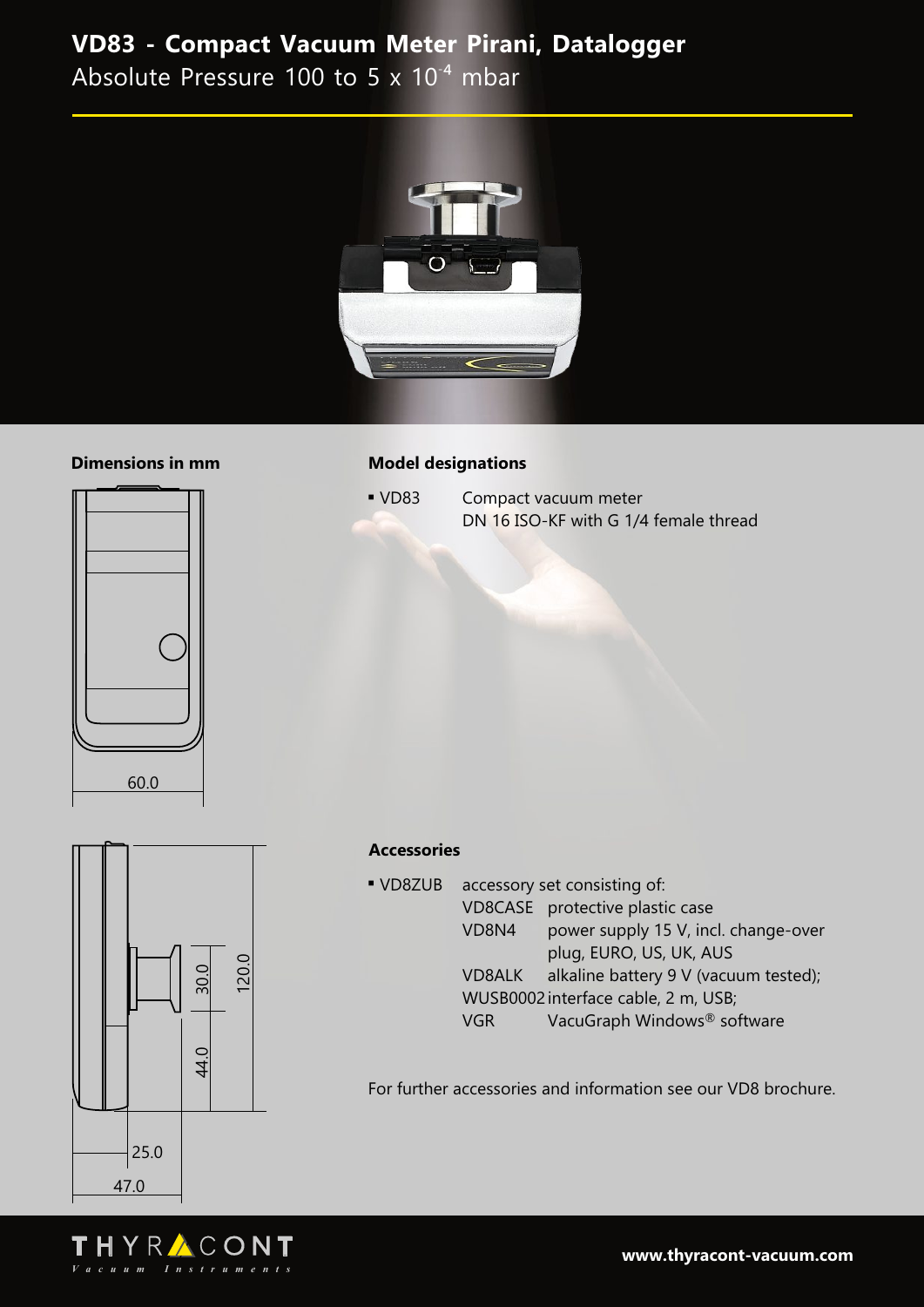# VD83 - Compact Vacuum Meter Pirani, Datalogger

Absolute Pressure 100 to 5 x $10^{-4}$ mbar

**Dimensions in mm**

60.0

30.0

120.0

44.0

25.0

47.0

**Model designations**

- VD83 Compact vacuum meter
  DN 16 ISO-KF with G 1/4 female thread

**Accessories**

- VD8ZUB accessory set consisting of:

| | |
|---|---|
| VD8CASE | protective plastic case |
| VD8N4 | power supply 15 V, incl. change-over plug, EURO, US, UK, AUS |
| VD8ALK | alkaline battery 9 V (vacuum tested); |
| WUSB0002 | interface cable, 2 m, USB; |
| VGR | VacuGraph Windows® software |

For further accessories and information see our VD8 brochure.

THYRACONT Vacuum Instruments

**www.thyracont-vacuum.com**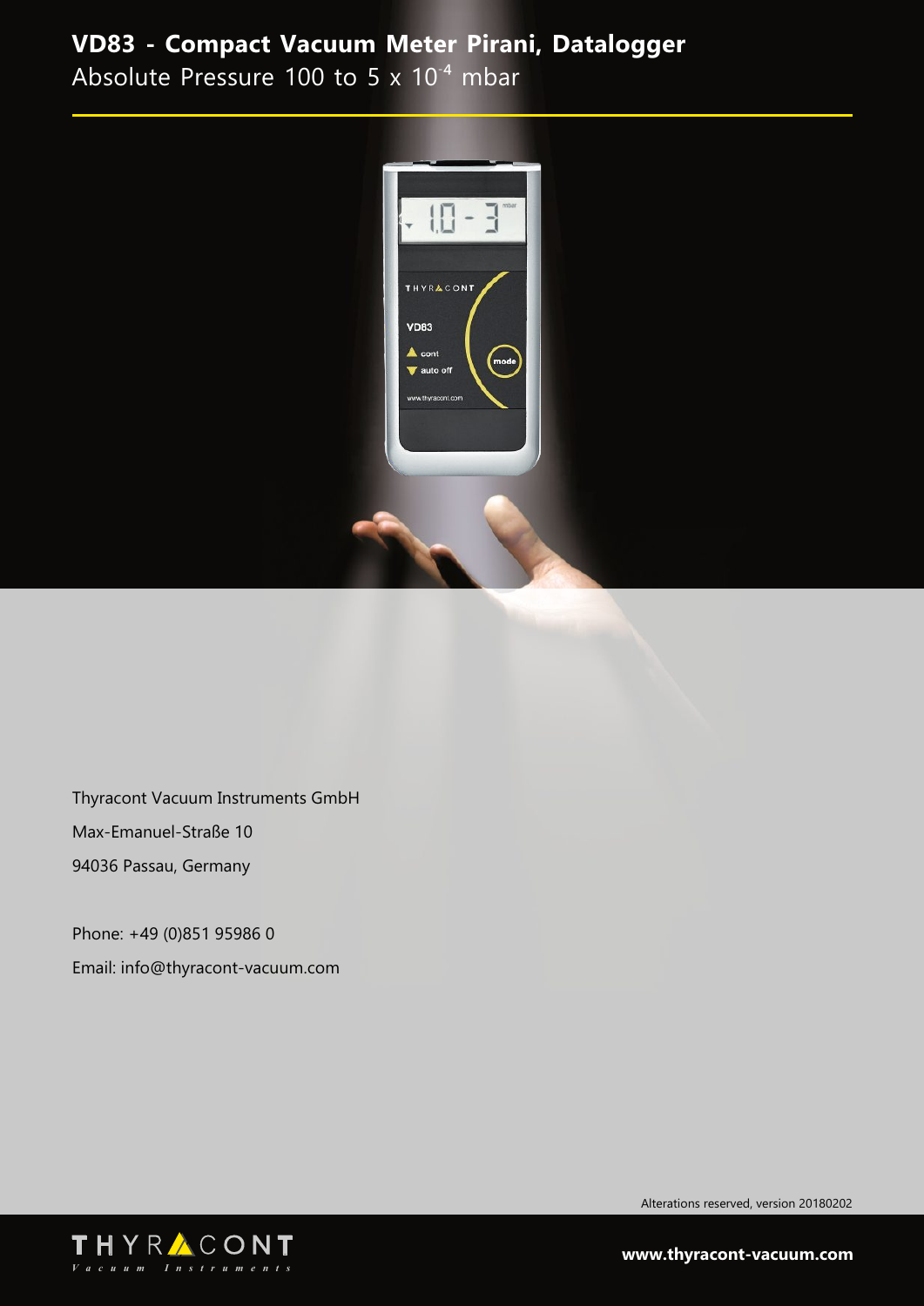# VD83 - Compact Vacuum Meter Pirani, Datalogger

Absolute Pressure 100 to 5 x $10^{-4}$ mbar

Thyracont Vacuum Instruments GmbH

Max-Emanuel-Straße 10

94036 Passau, Germany

Phone: +49 (0)851 95986 0

Email: info@thyracont-vacuum.com

Alterations reserved, version 20180202

THYRACONT Vacuum Instruments

www.thyracont-vacuum.com